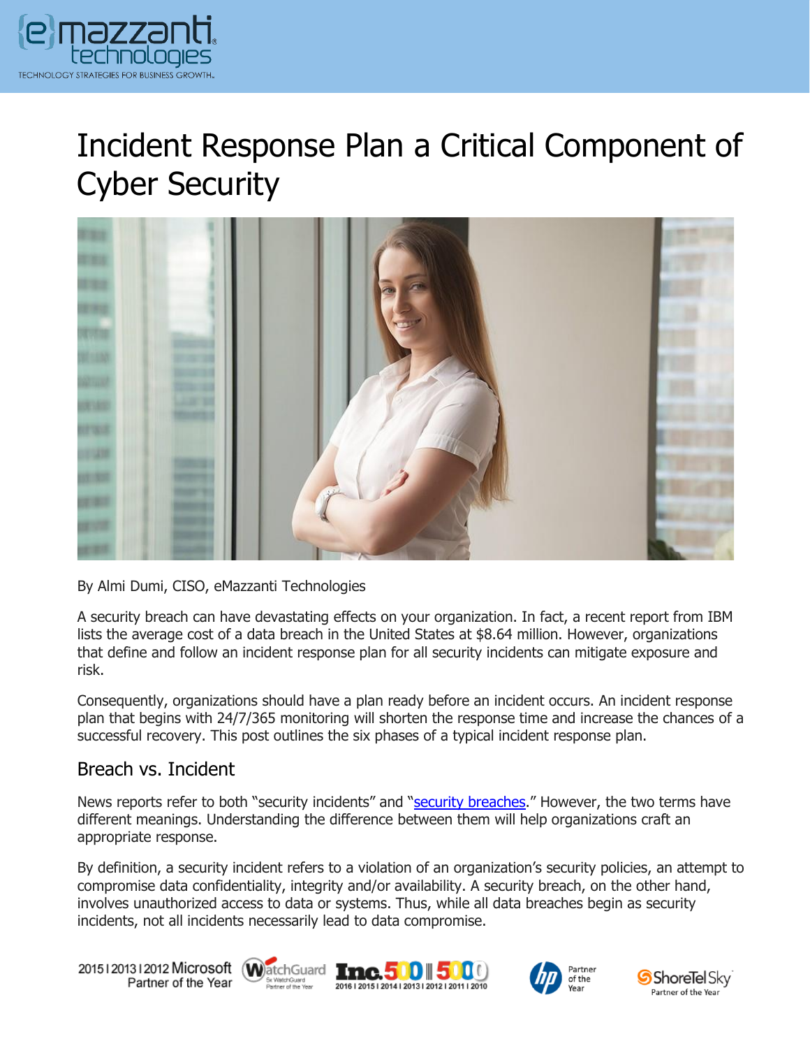# Incident Response Plan a Critical Component of Cyber Security

By Almi Dumi, CISO, eMazzanti Technologies

A security breach can have devastating effects on your organization. In fact, a recent report from IBM lists the average cost of a data breach in the United States at $8.64 million. However, organizations that define and follow an incident response plan for all security incidents can mitigate exposure and risk.

Consequently, organizations should have a plan ready before an incident occurs. An incident response plan that begins with 24/7/365 monitoring will shorten the response time and increase the chances of a successful recovery. This post outlines the six phases of a typical incident response plan.

## Breach vs. Incident

News reports refer to both "security incidents" and "security breaches." However, the two terms have different meanings. Understanding the difference between them will help organizations craft an appropriate response.

By definition, a security incident refers to a violation of an organization's security policies, an attempt to compromise data confidentiality, integrity and/or availability. A security breach, on the other hand, involves unauthorized access to data or systems. Thus, while all data breaches begin as security incidents, not all incidents necessarily lead to data compromise.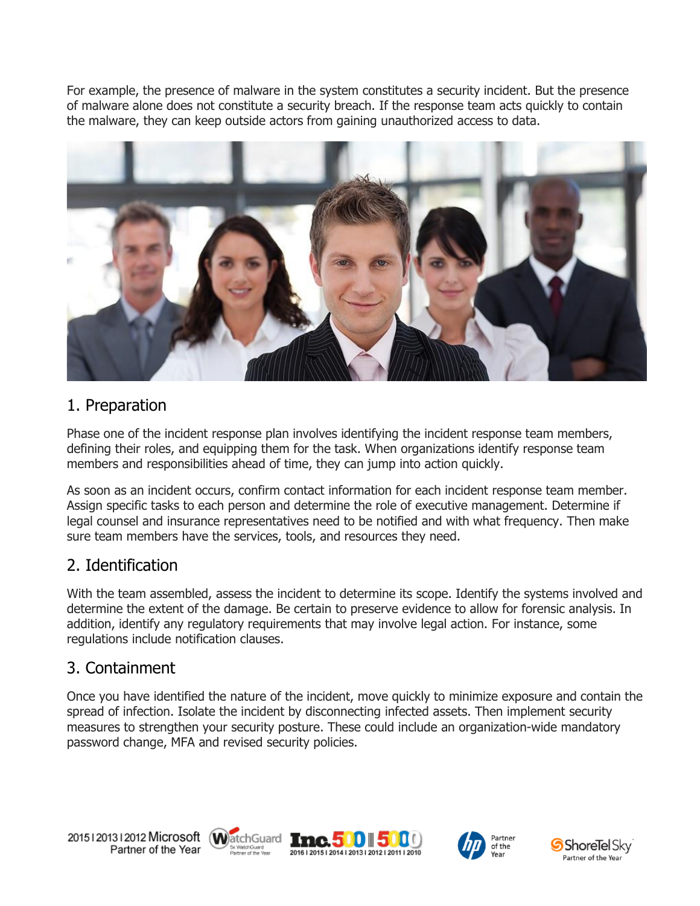For example, the presence of malware in the system constitutes a security incident. But the presence of malware alone does not constitute a security breach. If the response team acts quickly to contain the malware, they can keep outside actors from gaining unauthorized access to data.

## 1. Preparation

Phase one of the incident response plan involves identifying the incident response team members, defining their roles, and equipping them for the task. When organizations identify response team members and responsibilities ahead of time, they can jump into action quickly.

As soon as an incident occurs, confirm contact information for each incident response team member. Assign specific tasks to each person and determine the role of executive management. Determine if legal counsel and insurance representatives need to be notified and with what frequency. Then make sure team members have the services, tools, and resources they need.

## 2. Identification

With the team assembled, assess the incident to determine its scope. Identify the systems involved and determine the extent of the damage. Be certain to preserve evidence to allow for forensic analysis. In addition, identify any regulatory requirements that may involve legal action. For instance, some regulations include notification clauses.

## 3. Containment

Once you have identified the nature of the incident, move quickly to minimize exposure and contain the spread of infection. Isolate the incident by disconnecting infected assets. Then implement security measures to strengthen your security posture. These could include an organization-wide mandatory password change, MFA and revised security policies.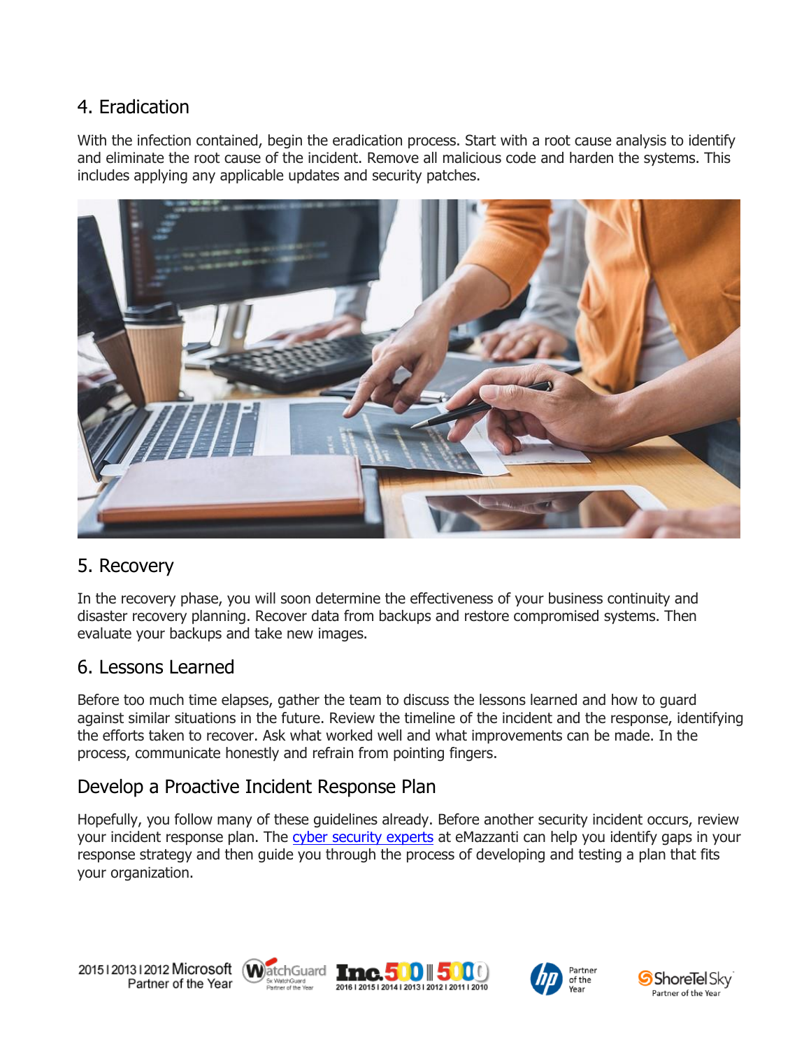## 4. Eradication

With the infection contained, begin the eradication process. Start with a root cause analysis to identify and eliminate the root cause of the incident. Remove all malicious code and harden the systems. This includes applying any applicable updates and security patches.

## 5. Recovery

In the recovery phase, you will soon determine the effectiveness of your business continuity and disaster recovery planning. Recover data from backups and restore compromised systems. Then evaluate your backups and take new images.

## 6. Lessons Learned

Before too much time elapses, gather the team to discuss the lessons learned and how to guard against similar situations in the future. Review the timeline of the incident and the response, identifying the efforts taken to recover. Ask what worked well and what improvements can be made. In the process, communicate honestly and refrain from pointing fingers.

## Develop a Proactive Incident Response Plan

Hopefully, you follow many of these guidelines already. Before another security incident occurs, review your incident response plan. The [cyber security experts](#) at eMazzanti can help you identify gaps in your response strategy and then guide you through the process of developing and testing a plan that fits your organization.

2015 I 2013 I 2012 Microsoft Partner of the Year

WatchGuard 5x WatchGuard Partner of the Year

Inc. 500 | 5000 2016 I 2015 I 2014 I 2013 I 2012 I 2011 I 2010

hp Partner of the Year

ShoreTel Sky Partner of the Year